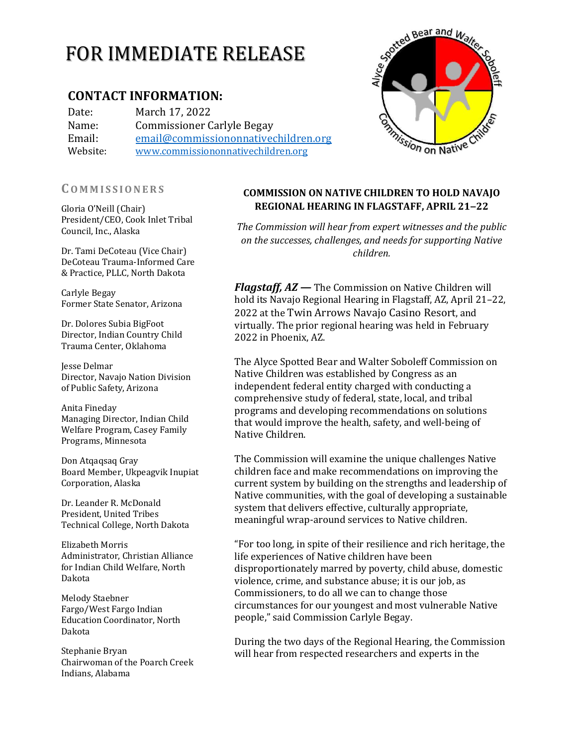# FOR IMMEDIATE RELEASE

## CONTACT INFORMATION:

| | |
|---|---|
| Date: | March 17, 2022 |
| Name: | Commissioner Carlyle Begay |
| Email: | email@commissiononnativechildren.org |
| Website: | www.commissiononnativechildren.org |

### COMMISSIONERS

Gloria O'Neill (Chair)
President/CEO, Cook Inlet Tribal Council, Inc., Alaska

Dr. Tami DeCoteau (Vice Chair)
DeCoteau Trauma-Informed Care & Practice, PLLC, North Dakota

Carlyle Begay
Former State Senator, Arizona

Dr. Dolores Subia BigFoot
Director, Indian Country Child Trauma Center, Oklahoma

Jesse Delmar
Director, Navajo Nation Division of Public Safety, Arizona

Anita Fineday
Managing Director, Indian Child Welfare Program, Casey Family Programs, Minnesota

Don Atqaqsaq Gray
Board Member, Ukpeagvik Inupiat Corporation, Alaska

Dr. Leander R. McDonald
President, United Tribes Technical College, North Dakota

Elizabeth Morris
Administrator, Christian Alliance for Indian Child Welfare, North Dakota

Melody Staebner
Fargo/West Fargo Indian Education Coordinator, North Dakota

Stephanie Bryan
Chairwoman of the Poarch Creek Indians, Alabama

## COMMISSION ON NATIVE CHILDREN TO HOLD NAVAJO REGIONAL HEARING IN FLAGSTAFF, APRIL 21–22

*The Commission will hear from expert witnesses and the public on the successes, challenges, and needs for supporting Native children.*

***Flagstaff, AZ —*** The Commission on Native Children will hold its Navajo Regional Hearing in Flagstaff, AZ, April 21–22, 2022 at the Twin Arrows Navajo Casino Resort, and virtually. The prior regional hearing was held in February 2022 in Phoenix, AZ.

The Alyce Spotted Bear and Walter Soboleff Commission on Native Children was established by Congress as an independent federal entity charged with conducting a comprehensive study of federal, state, local, and tribal programs and developing recommendations on solutions that would improve the health, safety, and well-being of Native Children.

The Commission will examine the unique challenges Native children face and make recommendations on improving the current system by building on the strengths and leadership of Native communities, with the goal of developing a sustainable system that delivers effective, culturally appropriate, meaningful wrap-around services to Native children.

"For too long, in spite of their resilience and rich heritage, the life experiences of Native children have been disproportionately marred by poverty, child abuse, domestic violence, crime, and substance abuse; it is our job, as Commissioners, to do all we can to change those circumstances for our youngest and most vulnerable Native people," said Commission Carlyle Begay.

During the two days of the Regional Hearing, the Commission will hear from respected researchers and experts in the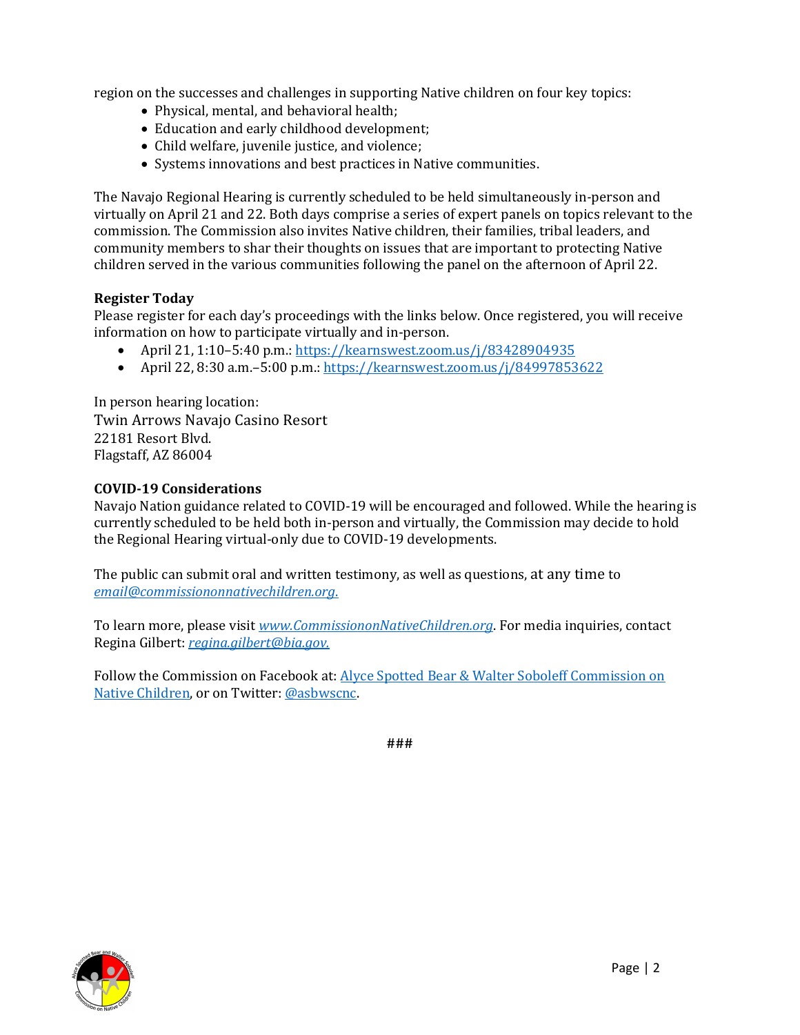region on the successes and challenges in supporting Native children on four key topics:

- Physical, mental, and behavioral health;
- Education and early childhood development;
- Child welfare, juvenile justice, and violence;
- Systems innovations and best practices in Native communities.

The Navajo Regional Hearing is currently scheduled to be held simultaneously in-person and virtually on April 21 and 22. Both days comprise a series of expert panels on topics relevant to the commission. The Commission also invites Native children, their families, tribal leaders, and community members to shar their thoughts on issues that are important to protecting Native children served in the various communities following the panel on the afternoon of April 22.

**Register Today**

Please register for each day's proceedings with the links below. Once registered, you will receive information on how to participate virtually and in-person.

- April 21, 1:10–5:40 p.m.: https://kearnswest.zoom.us/j/83428904935
- April 22, 8:30 a.m.–5:00 p.m.: https://kearnswest.zoom.us/j/84997853622

In person hearing location:
Twin Arrows Navajo Casino Resort
22181 Resort Blvd.
Flagstaff, AZ 86004

**COVID-19 Considerations**

Navajo Nation guidance related to COVID-19 will be encouraged and followed. While the hearing is currently scheduled to be held both in-person and virtually, the Commission may decide to hold the Regional Hearing virtual-only due to COVID-19 developments.

The public can submit oral and written testimony, as well as questions, at any time to *email@commissiononnativechildren.org.*

To learn more, please visit *www.CommissiononNativeChildren.org*. For media inquiries, contact Regina Gilbert: *regina.gilbert@bia.gov.*

Follow the Commission on Facebook at: Alyce Spotted Bear & Walter Soboleff Commission on Native Children, or on Twitter: @asbwscnc.

###